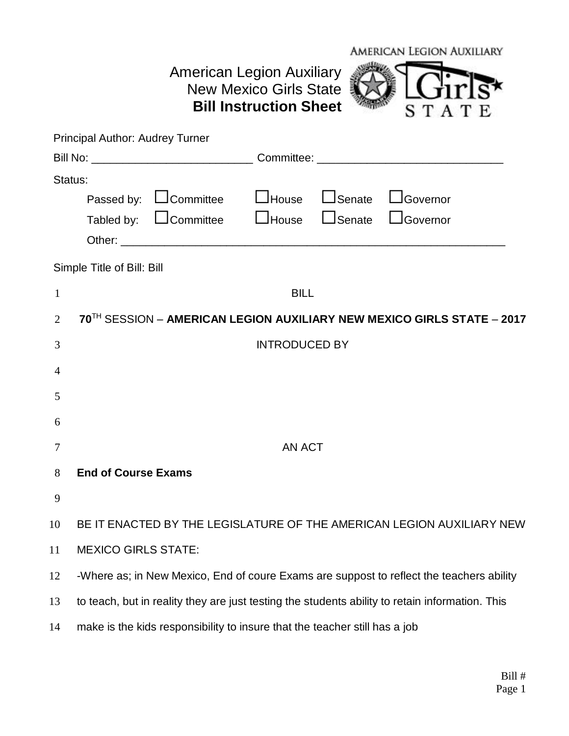American Legion Auxiliary
New Mexico Girls State
**Bill Instruction Sheet**

Principal Author: Audrey Turner

Bill No: _________________________ Committee: _____________________________

Status:

Passed by: ☐Committee ☐House ☐Senate ☐Governor

Tabled by: ☐Committee ☐House ☐Senate ☐Governor

Other: ______________________________________________________________

Simple Title of Bill: Bill

1 BILL

2 **70**TH SESSION – **AMERICAN LEGION AUXILIARY NEW MEXICO GIRLS STATE** – **2017**

3 INTRODUCED BY

4

5

6

7 AN ACT

8 **End of Course Exams**

9

10 BE IT ENACTED BY THE LEGISLATURE OF THE AMERICAN LEGION AUXILIARY NEW

11 MEXICO GIRLS STATE:

12 -Where as; in New Mexico, End of coure Exams are suppost to reflect the teachers ability

13 to teach, but in reality they are just testing the students ability to retain information. This

14 make is the kids responsibility to insure that the teacher still has a job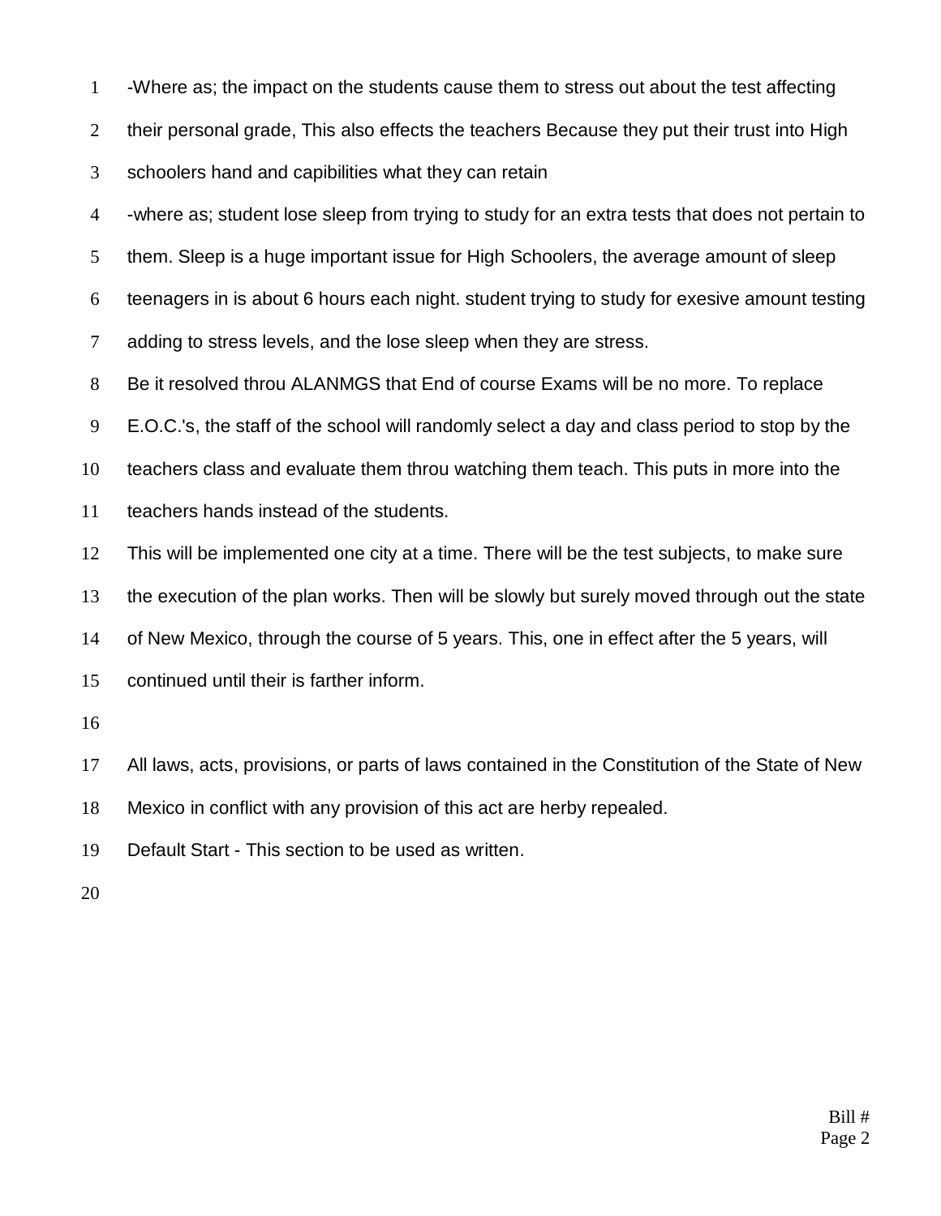-Where as; the impact on the students cause them to stress out about the test affecting their personal grade, This also effects the teachers Because they put their trust into High schoolers hand and capibilities what they can retain

-where as; student lose sleep from trying to study for an extra tests that does not pertain to them. Sleep is a huge important issue for High Schoolers, the average amount of sleep teenagers in is about 6 hours each night. student trying to study for exesive amount testing adding to stress levels, and the lose sleep when they are stress.

Be it resolved throu ALANMGS that End of course Exams will be no more. To replace E.O.C.'s, the staff of the school will randomly select a day and class period to stop by the teachers class and evaluate them throu watching them teach. This puts in more into the teachers hands instead of the students.

This will be implemented one city at a time. There will be the test subjects, to make sure the execution of the plan works. Then will be slowly but surely moved through out the state of New Mexico, through the course of 5 years. This, one in effect after the 5 years, will continued until their is farther inform.

All laws, acts, provisions, or parts of laws contained in the Constitution of the State of New Mexico in conflict with any provision of this act are herby repealed.

Default Start - This section to be used as written.

Bill #